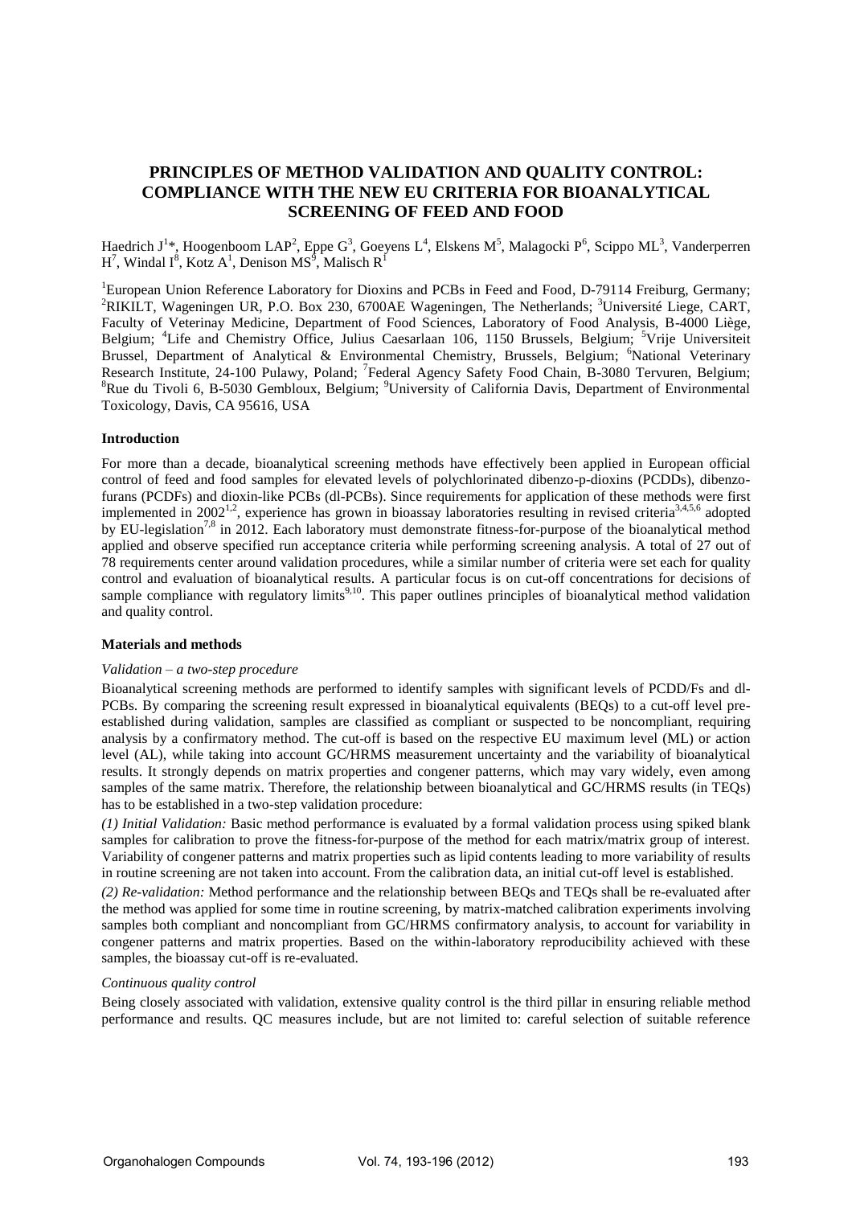# PRINCIPLES OF METHOD VALIDATION AND QUALITY CONTROL: COMPLIANCE WITH THE NEW EU CRITERIA FOR BIOANALYTICAL SCREENING OF FEED AND FOOD

Haedrich J[1]*, Hoogenboom LAP[2], Eppe G[3], Goeyens L[4], Elskens M[5], Malagocki P[6], Scippo ML[3], Vanderperren H[7], Windal I[8], Kotz A[1], Denison MS[9], Malisch R[1]

[1]European Union Reference Laboratory for Dioxins and PCBs in Feed and Food, D-79114 Freiburg, Germany; [2]RIKILT, Wageningen UR, P.O. Box 230, 6700AE Wageningen, The Netherlands; [3]Université Liege, CART, Faculty of Veterinay Medicine, Department of Food Sciences, Laboratory of Food Analysis, B-4000 Liège, Belgium; [4]Life and Chemistry Office, Julius Caesarlaan 106, 1150 Brussels, Belgium; [5]Vrije Universiteit Brussel, Department of Analytical & Environmental Chemistry, Brussels, Belgium; [6]National Veterinary Research Institute, 24-100 Pulawy, Poland; [7]Federal Agency Safety Food Chain, B-3080 Tervuren, Belgium; [8]Rue du Tivoli 6, B-5030 Gembloux, Belgium; [9]University of California Davis, Department of Environmental Toxicology, Davis, CA 95616, USA

## Introduction

For more than a decade, bioanalytical screening methods have effectively been applied in European official control of feed and food samples for elevated levels of polychlorinated dibenzo-p-dioxins (PCDDs), dibenzofurans (PCDFs) and dioxin-like PCBs (dl-PCBs). Since requirements for application of these methods were first implemented in 2002[1,2], experience has grown in bioassay laboratories resulting in revised criteria[3,4,5,6] adopted by EU-legislation[7,8] in 2012. Each laboratory must demonstrate fitness-for-purpose of the bioanalytical method applied and observe specified run acceptance criteria while performing screening analysis. A total of 27 out of 78 requirements center around validation procedures, while a similar number of criteria were set each for quality control and evaluation of bioanalytical results. A particular focus is on cut-off concentrations for decisions of sample compliance with regulatory limits[9,10]. This paper outlines principles of bioanalytical method validation and quality control.

## Materials and methods

*Validation – a two-step procedure*

Bioanalytical screening methods are performed to identify samples with significant levels of PCDD/Fs and dl-PCBs. By comparing the screening result expressed in bioanalytical equivalents (BEQs) to a cut-off level pre-established during validation, samples are classified as compliant or suspected to be noncompliant, requiring analysis by a confirmatory method. The cut-off is based on the respective EU maximum level (ML) or action level (AL), while taking into account GC/HRMS measurement uncertainty and the variability of bioanalytical results. It strongly depends on matrix properties and congener patterns, which may vary widely, even among samples of the same matrix. Therefore, the relationship between bioanalytical and GC/HRMS results (in TEQs) has to be established in a two-step validation procedure:

*(1) Initial Validation:* Basic method performance is evaluated by a formal validation process using spiked blank samples for calibration to prove the fitness-for-purpose of the method for each matrix/matrix group of interest. Variability of congener patterns and matrix properties such as lipid contents leading to more variability of results in routine screening are not taken into account. From the calibration data, an initial cut-off level is established.

*(2) Re-validation:* Method performance and the relationship between BEQs and TEQs shall be re-evaluated after the method was applied for some time in routine screening, by matrix-matched calibration experiments involving samples both compliant and noncompliant from GC/HRMS confirmatory analysis, to account for variability in congener patterns and matrix properties. Based on the within-laboratory reproducibility achieved with these samples, the bioassay cut-off is re-evaluated.

*Continuous quality control*

Being closely associated with validation, extensive quality control is the third pillar in ensuring reliable method performance and results. QC measures include, but are not limited to: careful selection of suitable reference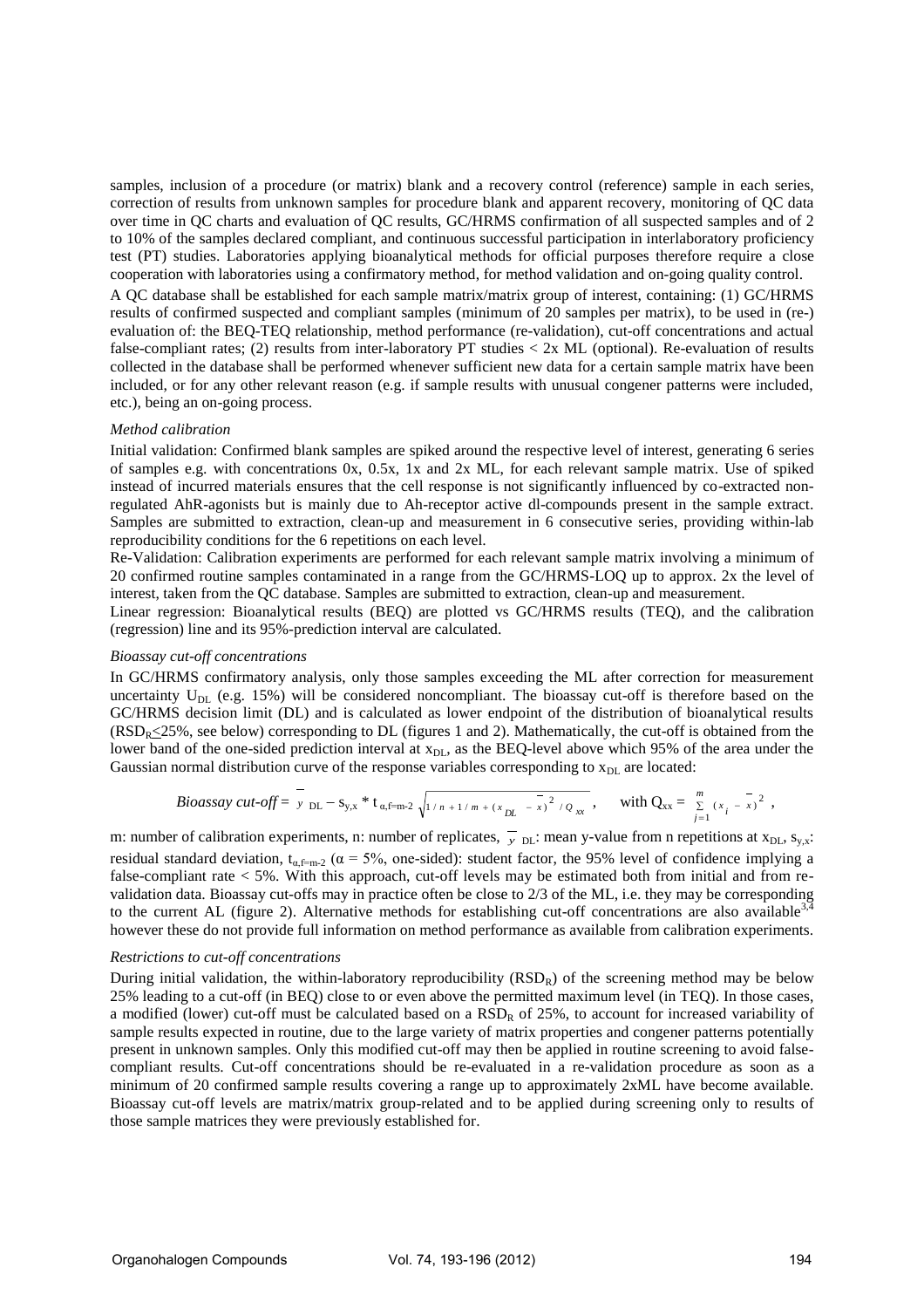samples, inclusion of a procedure (or matrix) blank and a recovery control (reference) sample in each series, correction of results from unknown samples for procedure blank and apparent recovery, monitoring of QC data over time in QC charts and evaluation of QC results, GC/HRMS confirmation of all suspected samples and of 2 to 10% of the samples declared compliant, and continuous successful participation in interlaboratory proficiency test (PT) studies. Laboratories applying bioanalytical methods for official purposes therefore require a close cooperation with laboratories using a confirmatory method, for method validation and on-going quality control.

A QC database shall be established for each sample matrix/matrix group of interest, containing: (1) GC/HRMS results of confirmed suspected and compliant samples (minimum of 20 samples per matrix), to be used in (re-) evaluation of: the BEQ-TEQ relationship, method performance (re-validation), cut-off concentrations and actual false-compliant rates; (2) results from inter-laboratory PT studies < 2x ML (optional). Re-evaluation of results collected in the database shall be performed whenever sufficient new data for a certain sample matrix have been included, or for any other relevant reason (e.g. if sample results with unusual congener patterns were included, etc.), being an on-going process.

*Method calibration*

Initial validation: Confirmed blank samples are spiked around the respective level of interest, generating 6 series of samples e.g. with concentrations 0x, 0.5x, 1x and 2x ML, for each relevant sample matrix. Use of spiked instead of incurred materials ensures that the cell response is not significantly influenced by co-extracted non-regulated AhR-agonists but is mainly due to Ah-receptor active dl-compounds present in the sample extract. Samples are submitted to extraction, clean-up and measurement in 6 consecutive series, providing within-lab reproducibility conditions for the 6 repetitions on each level.

Re-Validation: Calibration experiments are performed for each relevant sample matrix involving a minimum of 20 confirmed routine samples contaminated in a range from the GC/HRMS-LOQ up to approx. 2x the level of interest, taken from the QC database. Samples are submitted to extraction, clean-up and measurement.

Linear regression: Bioanalytical results (BEQ) are plotted vs GC/HRMS results (TEQ), and the calibration (regression) line and its 95%-prediction interval are calculated.

*Bioassay cut-off concentrations*

In GC/HRMS confirmatory analysis, only those samples exceeding the ML after correction for measurement uncertainty $U_{DL}$ (e.g. 15%) will be considered noncompliant. The bioassay cut-off is therefore based on the GC/HRMS decision limit (DL) and is calculated as lower endpoint of the distribution of bioanalytical results ($RSD_R \leq 25\%$, see below) corresponding to DL (figures 1 and 2). Mathematically, the cut-off is obtained from the lower band of the one-sided prediction interval at $x_{DL}$, as the BEQ-level above which 95% of the area under the Gaussian normal distribution curve of the response variables corresponding to $x_{DL}$ are located:

$$\textit{Bioassay cut-off} = \bar{y}_{DL} - s_{y,x} * t_{\alpha,f=m-2}\sqrt{1/n + 1/m + (x_{DL} - \bar{x})^2 / Q_{xx}}, \quad \text{with } Q_{xx} = \sum_{j=1}^{m}(x_i - \bar{x})^2,$$

m: number of calibration experiments, n: number of replicates, $\bar{y}_{DL}$: mean y-value from n repetitions at $x_{DL}$, $s_{y,x}$: residual standard deviation, $t_{\alpha,f=m-2}$ ($\alpha = 5\%$, one-sided): student factor, the 95% level of confidence implying a false-compliant rate < 5%. With this approach, cut-off levels may be estimated both from initial and from re-validation data. Bioassay cut-offs may in practice often be close to 2/3 of the ML, i.e. they may be corresponding to the current AL (figure 2). Alternative methods for establishing cut-off concentrations are also available[3,4] however these do not provide full information on method performance as available from calibration experiments.

*Restrictions to cut-off concentrations*

During initial validation, the within-laboratory reproducibility ($RSD_R$) of the screening method may be below 25% leading to a cut-off (in BEQ) close to or even above the permitted maximum level (in TEQ). In those cases, a modified (lower) cut-off must be calculated based on a $RSD_R$ of 25%, to account for increased variability of sample results expected in routine, due to the large variety of matrix properties and congener patterns potentially present in unknown samples. Only this modified cut-off may then be applied in routine screening to avoid false-compliant results. Cut-off concentrations should be re-evaluated in a re-validation procedure as soon as a minimum of 20 confirmed sample results covering a range up to approximately 2xML have become available. Bioassay cut-off levels are matrix/matrix group-related and to be applied during screening only to results of those sample matrices they were previously established for.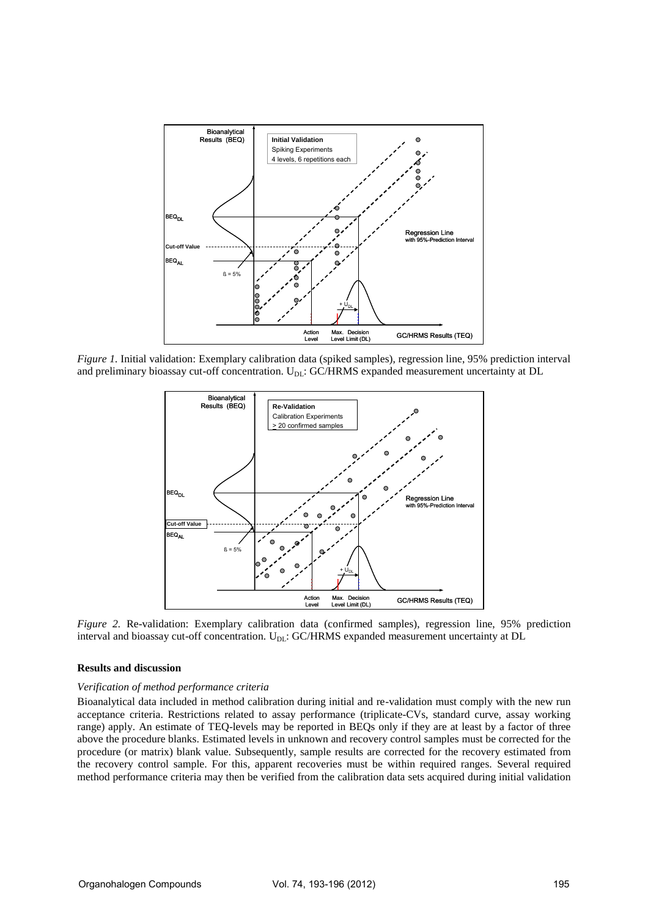*Figure 1.* Initial validation: Exemplary calibration data (spiked samples), regression line, 95% prediction interval and preliminary bioassay cut-off concentration. $U_{DL}$: GC/HRMS expanded measurement uncertainty at DL

*Figure 2.* Re-validation: Exemplary calibration data (confirmed samples), regression line, 95% prediction interval and bioassay cut-off concentration. $U_{DL}$: GC/HRMS expanded measurement uncertainty at DL

## Results and discussion

### *Verification of method performance criteria*

Bioanalytical data included in method calibration during initial and re-validation must comply with the new run acceptance criteria. Restrictions related to assay performance (triplicate-CVs, standard curve, assay working range) apply. An estimate of TEQ-levels may be reported in BEQs only if they are at least by a factor of three above the procedure blanks. Estimated levels in unknown and recovery control samples must be corrected for the procedure (or matrix) blank value. Subsequently, sample results are corrected for the recovery estimated from the recovery control sample. For this, apparent recoveries must be within required ranges. Several required method performance criteria may then be verified from the calibration data sets acquired during initial validation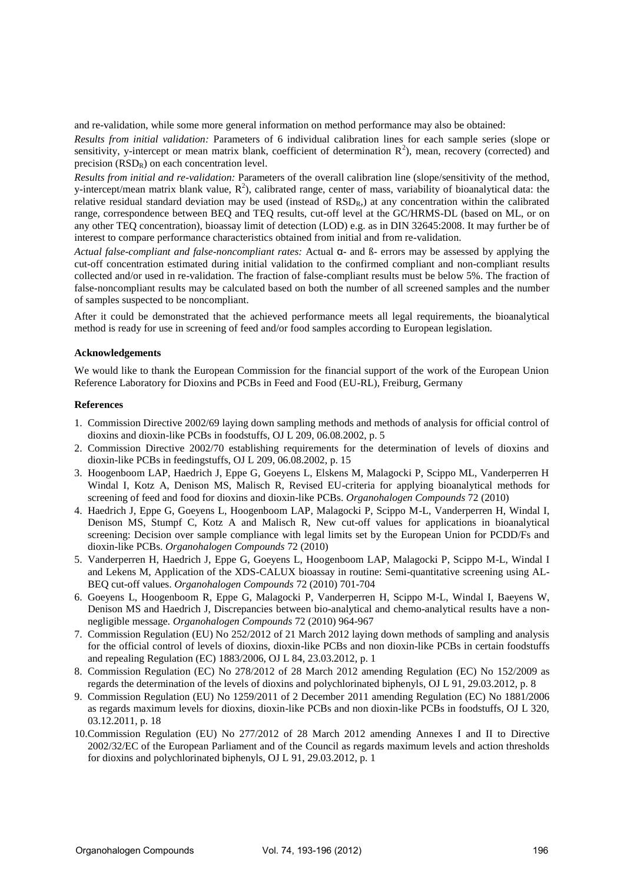and re-validation, while some more general information on method performance may also be obtained:

*Results from initial validation:* Parameters of 6 individual calibration lines for each sample series (slope or sensitivity, y-intercept or mean matrix blank, coefficient of determination $R^2$), mean, recovery (corrected) and precision ($RSD_R$) on each concentration level.

*Results from initial and re-validation:* Parameters of the overall calibration line (slope/sensitivity of the method, y-intercept/mean matrix blank value, $R^2$), calibrated range, center of mass, variability of bioanalytical data: the relative residual standard deviation may be used (instead of $RSD_R$,) at any concentration within the calibrated range, correspondence between BEQ and TEQ results, cut-off level at the GC/HRMS-DL (based on ML, or on any other TEQ concentration), bioassay limit of detection (LOD) e.g. as in DIN 32645:2008. It may further be of interest to compare performance characteristics obtained from initial and from re-validation.

*Actual false-compliant and false-noncompliant rates:* Actual α- and ß- errors may be assessed by applying the cut-off concentration estimated during initial validation to the confirmed compliant and non-compliant results collected and/or used in re-validation. The fraction of false-compliant results must be below 5%. The fraction of false-noncompliant results may be calculated based on both the number of all screened samples and the number of samples suspected to be noncompliant.

After it could be demonstrated that the achieved performance meets all legal requirements, the bioanalytical method is ready for use in screening of feed and/or food samples according to European legislation.

**Acknowledgements**

We would like to thank the European Commission for the financial support of the work of the European Union Reference Laboratory for Dioxins and PCBs in Feed and Food (EU-RL), Freiburg, Germany

**References**

1. Commission Directive 2002/69 laying down sampling methods and methods of analysis for official control of dioxins and dioxin-like PCBs in foodstuffs, OJ L 209, 06.08.2002, p. 5
2. Commission Directive 2002/70 establishing requirements for the determination of levels of dioxins and dioxin-like PCBs in feedingstuffs, OJ L 209, 06.08.2002, p. 15
3. Hoogenboom LAP, Haedrich J, Eppe G, Goeyens L, Elskens M, Malagocki P, Scippo ML, Vanderperren H Windal I, Kotz A, Denison MS, Malisch R, Revised EU-criteria for applying bioanalytical methods for screening of feed and food for dioxins and dioxin-like PCBs. *Organohalogen Compounds* 72 (2010)
4. Haedrich J, Eppe G, Goeyens L, Hoogenboom LAP, Malagocki P, Scippo M-L, Vanderperren H, Windal I, Denison MS, Stumpf C, Kotz A and Malisch R, New cut-off values for applications in bioanalytical screening: Decision over sample compliance with legal limits set by the European Union for PCDD/Fs and dioxin-like PCBs. *Organohalogen Compounds* 72 (2010)
5. Vanderperren H, Haedrich J, Eppe G, Goeyens L, Hoogenboom LAP, Malagocki P, Scippo M-L, Windal I and Lekens M, Application of the XDS-CALUX bioassay in routine: Semi-quantitative screening using AL-BEQ cut-off values. *Organohalogen Compounds* 72 (2010) 701-704
6. Goeyens L, Hoogenboom R, Eppe G, Malagocki P, Vanderperren H, Scippo M-L, Windal I, Baeyens W, Denison MS and Haedrich J, Discrepancies between bio-analytical and chemo-analytical results have a non-negligible message. *Organohalogen Compounds* 72 (2010) 964-967
7. Commission Regulation (EU) No 252/2012 of 21 March 2012 laying down methods of sampling and analysis for the official control of levels of dioxins, dioxin-like PCBs and non dioxin-like PCBs in certain foodstuffs and repealing Regulation (EC) 1883/2006, OJ L 84, 23.03.2012, p. 1
8. Commission Regulation (EC) No 278/2012 of 28 March 2012 amending Regulation (EC) No 152/2009 as regards the determination of the levels of dioxins and polychlorinated biphenyls, OJ L 91, 29.03.2012, p. 8
9. Commission Regulation (EU) No 1259/2011 of 2 December 2011 amending Regulation (EC) No 1881/2006 as regards maximum levels for dioxins, dioxin-like PCBs and non dioxin-like PCBs in foodstuffs, OJ L 320, 03.12.2011, p. 18
10. Commission Regulation (EU) No 277/2012 of 28 March 2012 amending Annexes I and II to Directive 2002/32/EC of the European Parliament and of the Council as regards maximum levels and action thresholds for dioxins and polychlorinated biphenyls, OJ L 91, 29.03.2012, p. 1